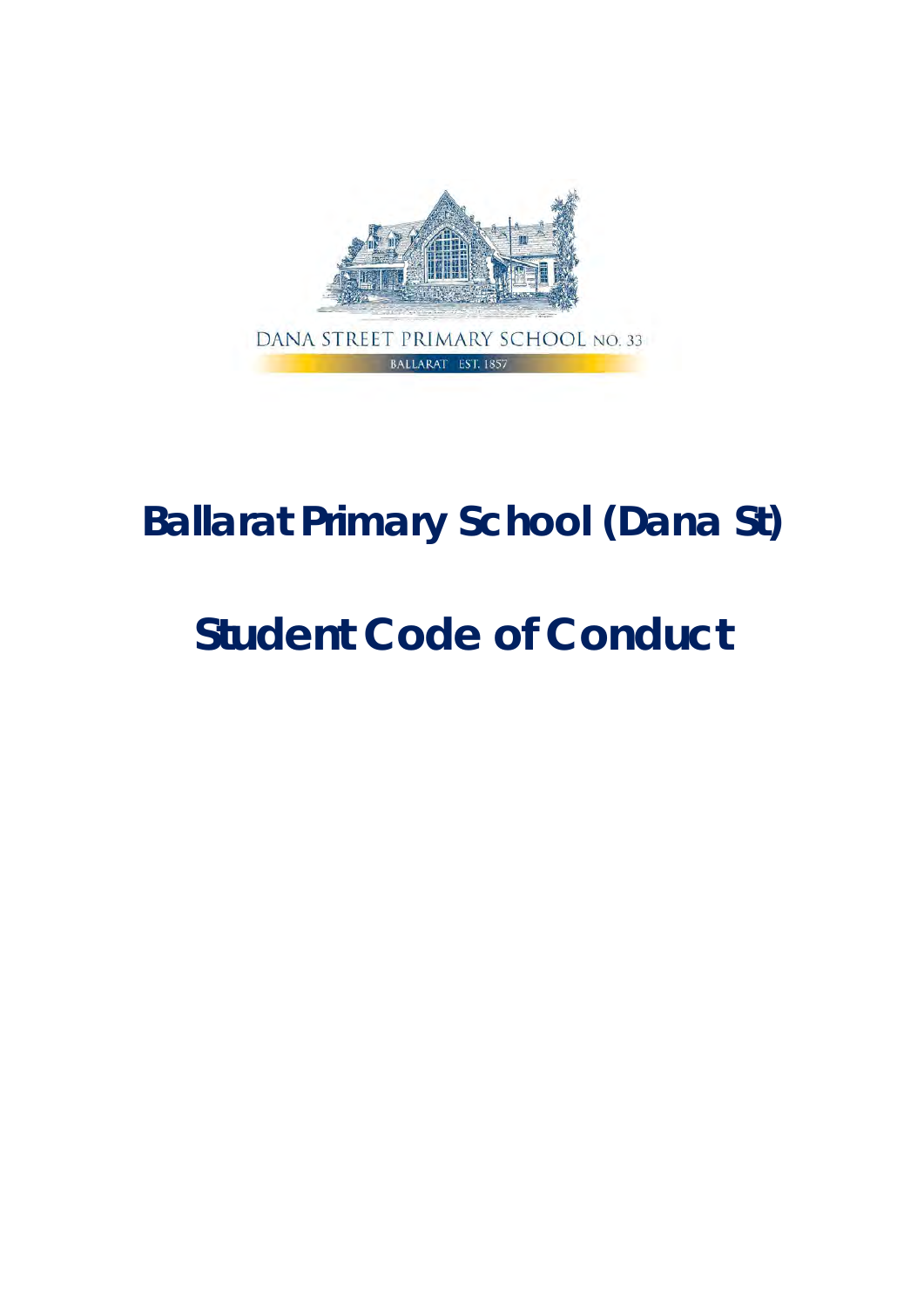DANA STREET PRIMARY SCHOOL NO. 33

BALLARAT EST. 1857

# Ballarat Primary School (Dana St)

# Student Code of Conduct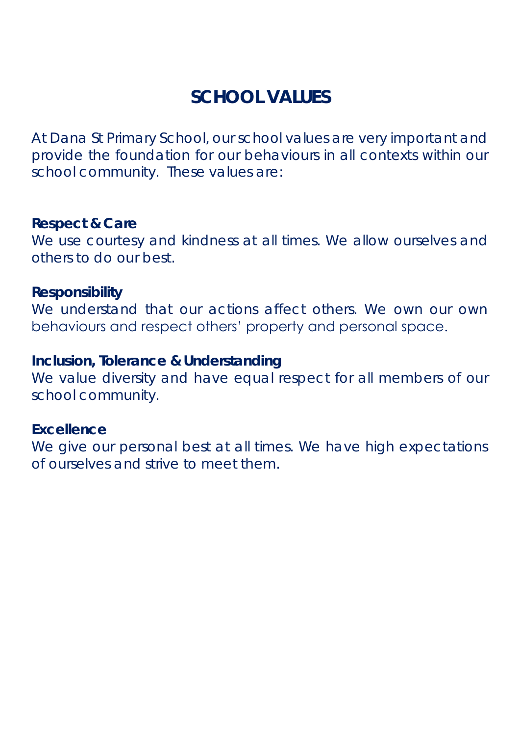# SCHOOL VALUES

At Dana St Primary School, our school values are very important and provide the foundation for our behaviours in all contexts within our school community. These values are:

**Respect & Care**
We use courtesy and kindness at all times. We allow ourselves and others to do our best.

**Responsibility**
We understand that our actions affect others. We own our own behaviours and respect others' property and personal space.

**Inclusion, Tolerance & Understanding**
We value diversity and have equal respect for all members of our school community.

**Excellence**
We give our personal best at all times. We have high expectations of ourselves and strive to meet them.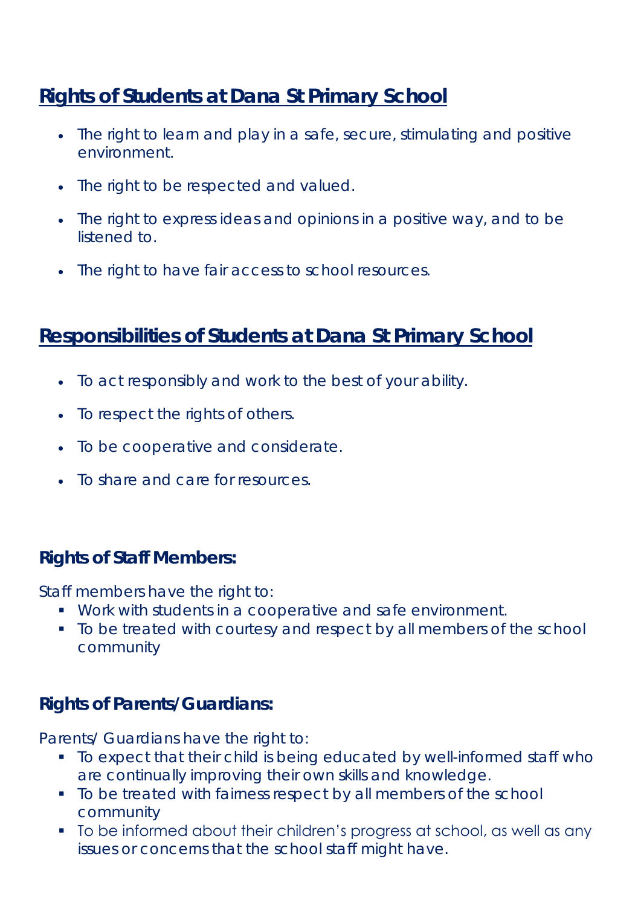## Rights of Students at Dana St Primary School

- The right to learn and play in a safe, secure, stimulating and positive environment.
- The right to be respected and valued.
- The right to express ideas and opinions in a positive way, and to be listened to.
- The right to have fair access to school resources.

## Responsibilities of Students at Dana St Primary School

- To act responsibly and work to the best of your ability.
- To respect the rights of others.
- To be cooperative and considerate.
- To share and care for resources.

### Rights of Staff Members:

Staff members have the right to:

- Work with students in a cooperative and safe environment.
- To be treated with courtesy and respect by all members of the school community

### Rights of Parents/Guardians:

Parents/ Guardians have the right to:

- To expect that their child is being educated by well-informed staff who are continually improving their own skills and knowledge.
- To be treated with fairness respect by all members of the school community
- To be informed about their children's progress at school, as well as any issues or concerns that the school staff might have.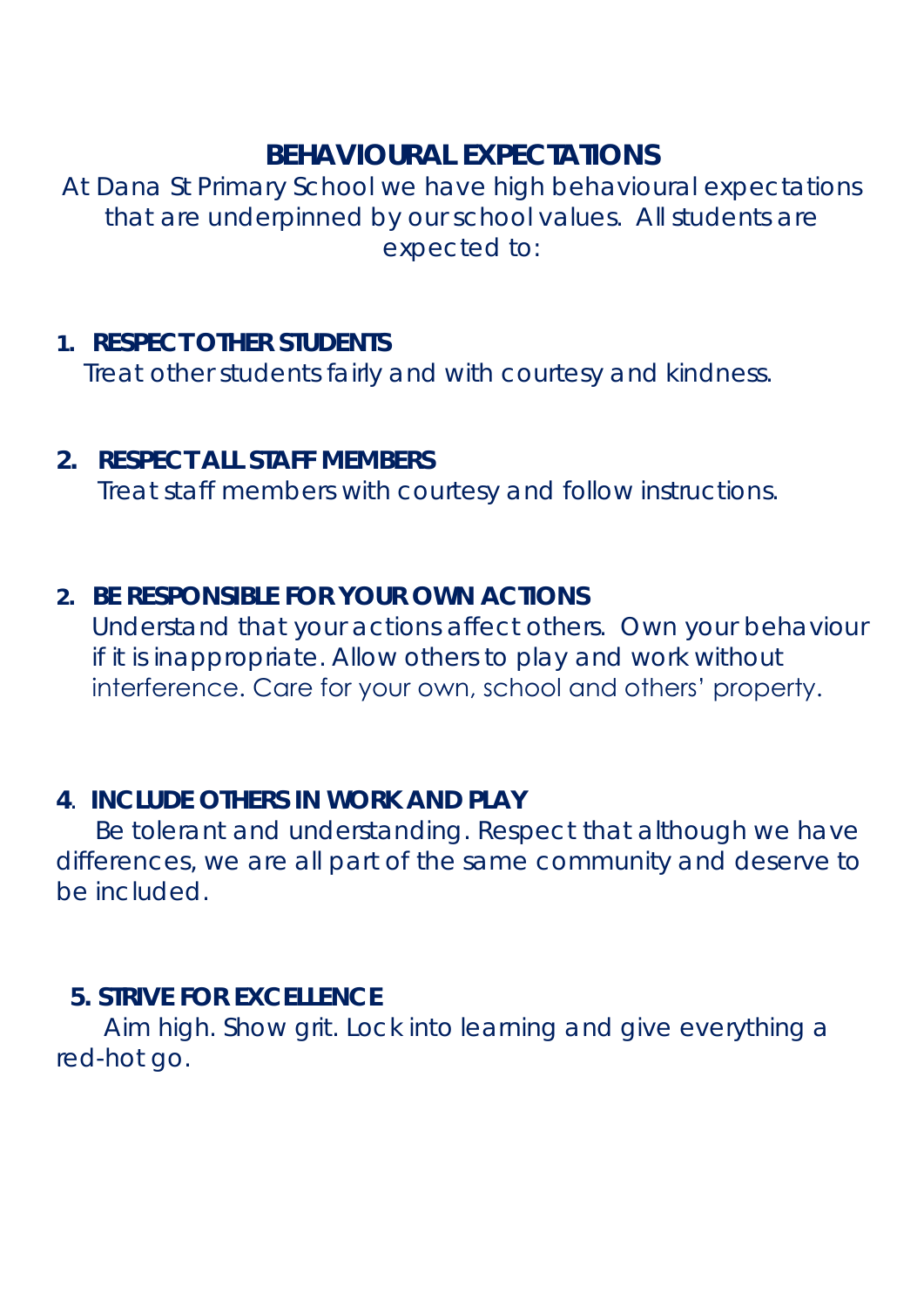# BEHAVIOURAL EXPECTATIONS

At Dana St Primary School we have high behavioural expectations that are underpinned by our school values. All students are expected to:

1. **RESPECT OTHER STUDENTS**
   Treat other students fairly and with courtesy and kindness.

2. **RESPECT ALL STAFF MEMBERS**
   Treat staff members with courtesy and follow instructions.

2. **BE RESPONSIBLE FOR YOUR OWN ACTIONS**
   Understand that your actions affect others. Own your behaviour if it is inappropriate. Allow others to play and work without interference. Care for your own, school and others' property.

4. **INCLUDE OTHERS IN WORK AND PLAY**
   Be tolerant and understanding. Respect that although we have differences, we are all part of the same community and deserve to be included.

5. **STRIVE FOR EXCELLENCE**
   Aim high. Show grit. Lock into learning and give everything a red-hot go.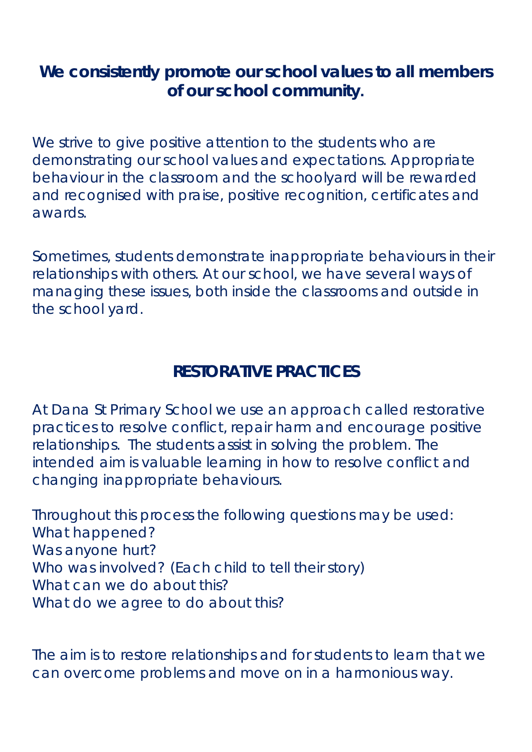**We consistently promote our school values to all members of our school community.**

We strive to give positive attention to the students who are demonstrating our school values and expectations. Appropriate behaviour in the classroom and the schoolyard will be rewarded and recognised with praise, positive recognition, certificates and awards.

Sometimes, students demonstrate inappropriate behaviours in their relationships with others. At our school, we have several ways of managing these issues, both inside the classrooms and outside in the school yard.

## RESTORATIVE PRACTICES

At Dana St Primary School we use an approach called restorative practices to resolve conflict, repair harm and encourage positive relationships. The students assist in solving the problem. The intended aim is valuable learning in how to resolve conflict and changing inappropriate behaviours.

Throughout this process the following questions may be used:
What happened?
Was anyone hurt?
Who was involved? (Each child to tell their story)
What can we do about this?
What do we agree to do about this?

The aim is to restore relationships and for students to learn that we can overcome problems and move on in a harmonious way.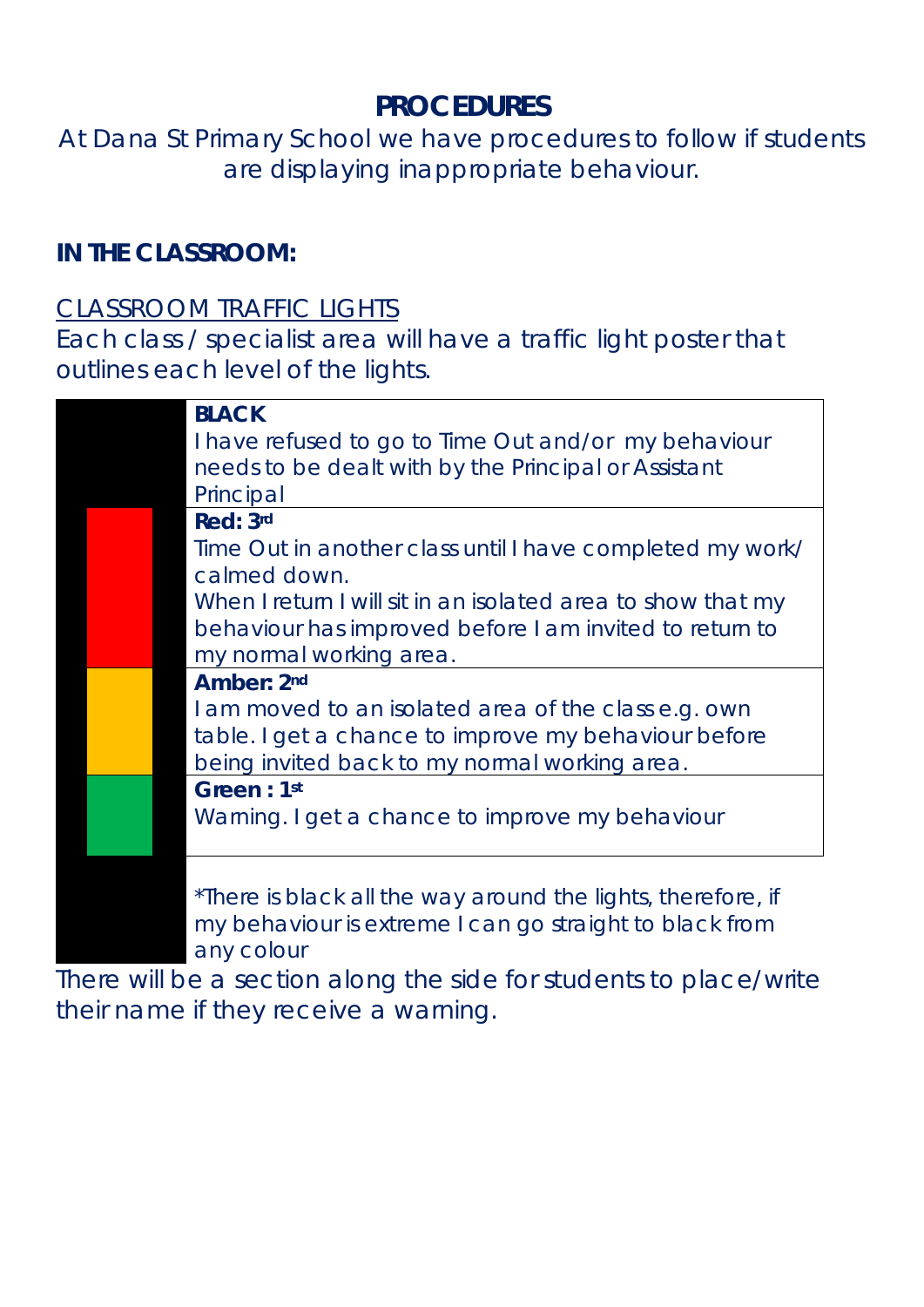## PROCEDURES

At Dana St Primary School we have procedures to follow if students are displaying inappropriate behaviour.

### IN THE CLASSROOM:

CLASSROOM TRAFFIC LIGHTS

Each class / specialist area will have a traffic light poster that outlines each level of the lights.

| Light | Description |
|---|---|
| | **BLACK**<br>I have refused to go to Time Out and/or my behaviour needs to be dealt with by the Principal or Assistant Principal |
| | **Red: 3rd**<br>Time Out in another class until I have completed my work/ calmed down.<br>When I return I will sit in an isolated area to show that my behaviour has improved before I am invited to return to my normal working area. |
| | **Amber: 2nd**<br>I am moved to an isolated area of the class e.g. own table. I get a chance to improve my behaviour before being invited back to my normal working area. |
| | **Green : 1st**<br>Warning. I get a chance to improve my behaviour |

*There is black all the way around the lights, therefore, if my behaviour is extreme I can go straight to black from any colour

There will be a section along the side for students to place/write their name if they receive a warning.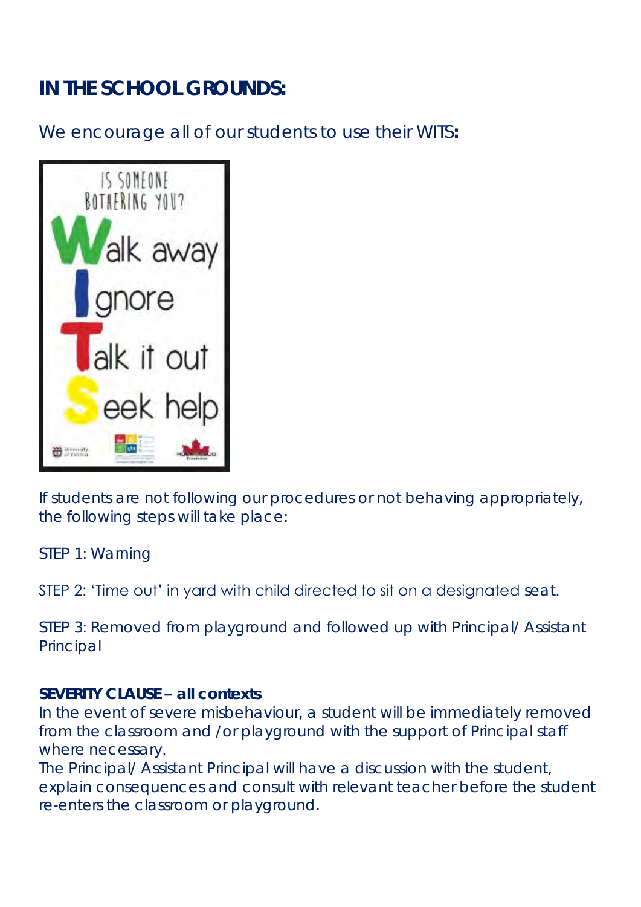## IN THE SCHOOL GROUNDS:

We encourage all of our students to use their WITS**:**

IS SOMEONE BOTHERING YOU?

**W**alk away
**I**gnore
**T**alk it out
**S**eek help

If students are not following our procedures or not behaving appropriately, the following steps will take place:

STEP 1: Warning

STEP 2: 'Time out' in yard with child directed to sit on a designated seat.

STEP 3: Removed from playground and followed up with Principal/ Assistant Principal

**SEVERITY CLAUSE – all contexts**
In the event of severe misbehaviour, a student will be immediately removed from the classroom and /or playground with the support of Principal staff where necessary.
The Principal/ Assistant Principal will have a discussion with the student, explain consequences and consult with relevant teacher before the student re-enters the classroom or playground.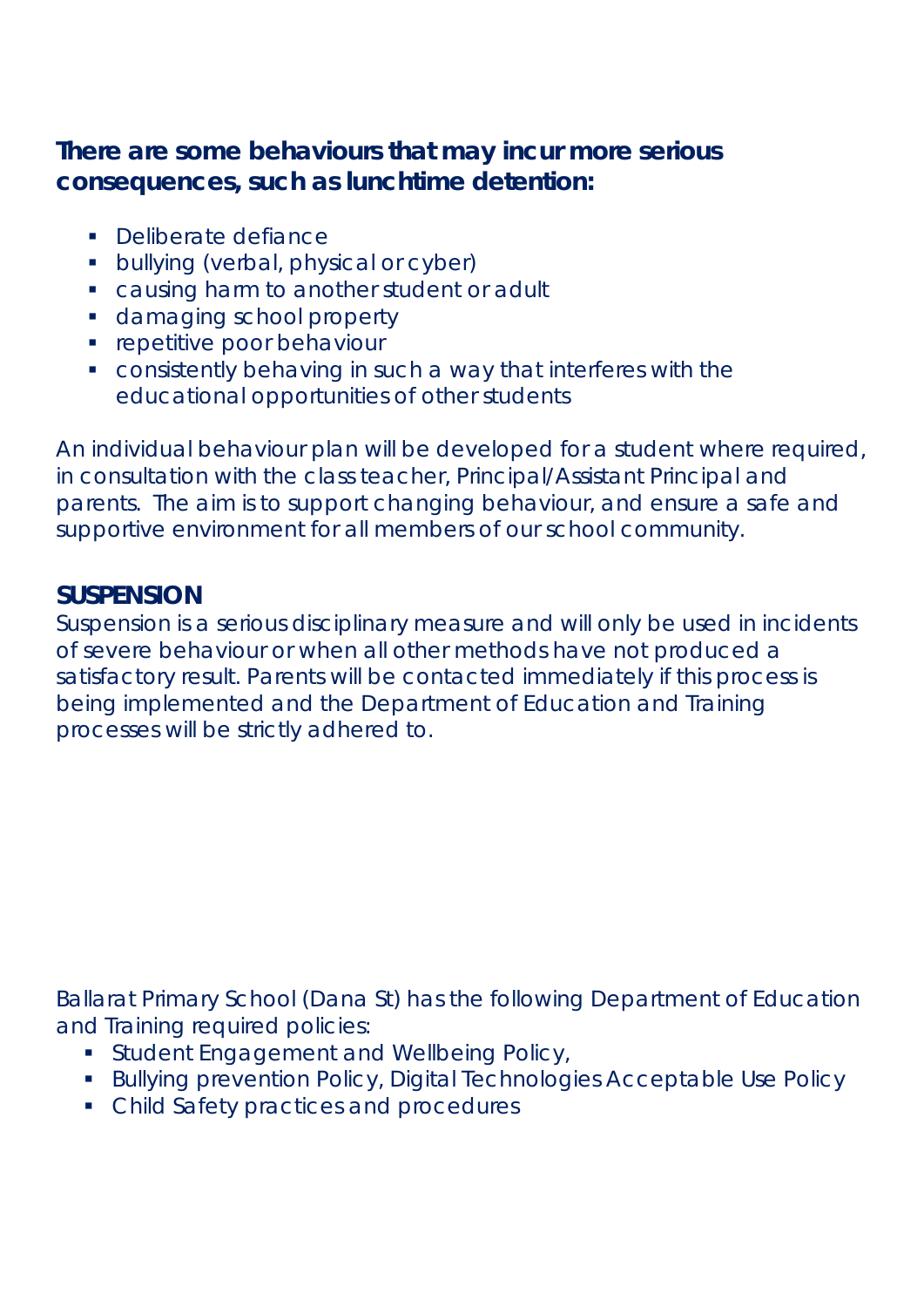**There are some behaviours that may incur more serious consequences, such as lunchtime detention:**

- Deliberate defiance
- bullying (verbal, physical or cyber)
- causing harm to another student or adult
- damaging school property
- repetitive poor behaviour
- consistently behaving in such a way that interferes with the educational opportunities of other students

An individual behaviour plan will be developed for a student where required, in consultation with the class teacher, Principal/Assistant Principal and parents. The aim is to support changing behaviour, and ensure a safe and supportive environment for all members of our school community.

## SUSPENSION

Suspension is a serious disciplinary measure and will only be used in incidents of severe behaviour or when all other methods have not produced a satisfactory result. Parents will be contacted immediately if this process is being implemented and the Department of Education and Training processes will be strictly adhered to.

Ballarat Primary School (Dana St) has the following Department of Education and Training required policies:

- Student Engagement and Wellbeing Policy,
- Bullying prevention Policy, Digital Technologies Acceptable Use Policy
- Child Safety practices and procedures